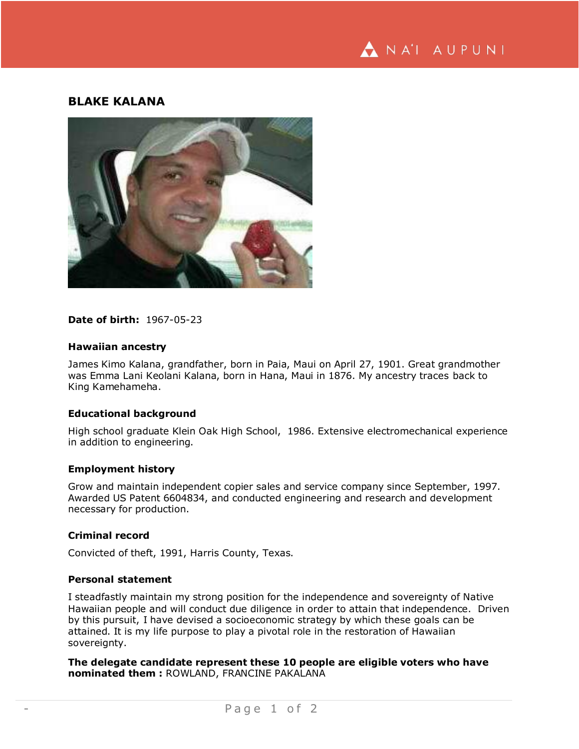# BLAKE KALANA

**Date of birth:** 1967-05-23

### Hawaiian ancestry

James Kimo Kalana, grandfather, born in Paia, Maui on April 27, 1901. Great grandmother was Emma Lani Keolani Kalana, born in Hana, Maui in 1876. My ancestry traces back to King Kamehameha.

### Educational background

High school graduate Klein Oak High School, 1986. Extensive electromechanical experience in addition to engineering.

### Employment history

Grow and maintain independent copier sales and service company since September, 1997. Awarded US Patent 6604834, and conducted engineering and research and development necessary for production.

### Criminal record

Convicted of theft, 1991, Harris County, Texas.

### Personal statement

I steadfastly maintain my strong position for the independence and sovereignty of Native Hawaiian people and will conduct due diligence in order to attain that independence. Driven by this pursuit, I have devised a socioeconomic strategy by which these goals can be attained. It is my life purpose to play a pivotal role in the restoration of Hawaiian sovereignty.

**The delegate candidate represent these 10 people are eligible voters who have nominated them :** ROWLAND, FRANCINE PAKALANA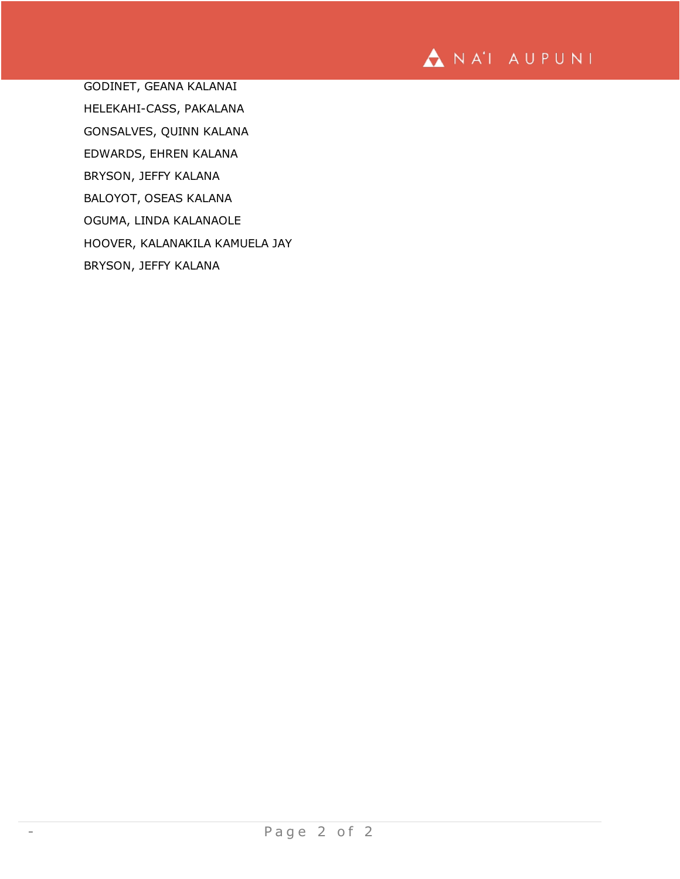GODINET, GEANA KALANAI

HELEKAHI-CASS, PAKALANA

GONSALVES, QUINN KALANA

EDWARDS, EHREN KALANA

BRYSON, JEFFY KALANA

BALOYOT, OSEAS KALANA

OGUMA, LINDA KALANAOLE

HOOVER, KALANAKILA KAMUELA JAY

BRYSON, JEFFY KALANA